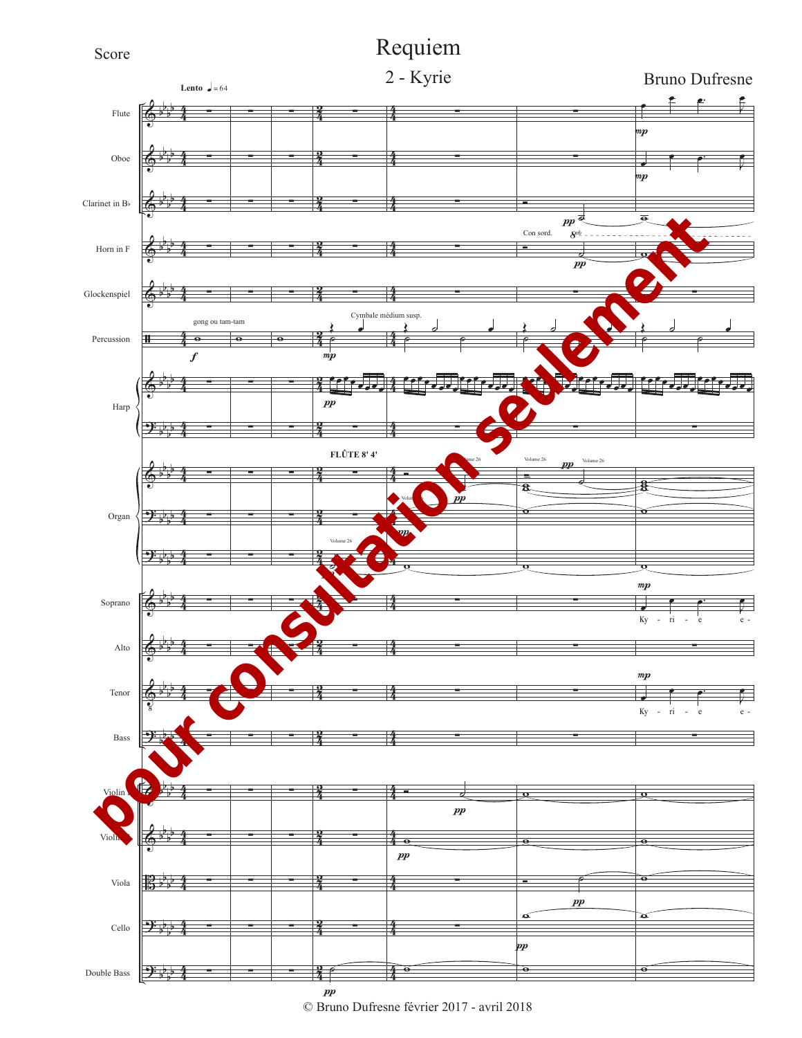Score

# Requiem

## 2 - Kyrie

Bruno Dufresne

© Bruno Dufresne février 2017 - avril 2018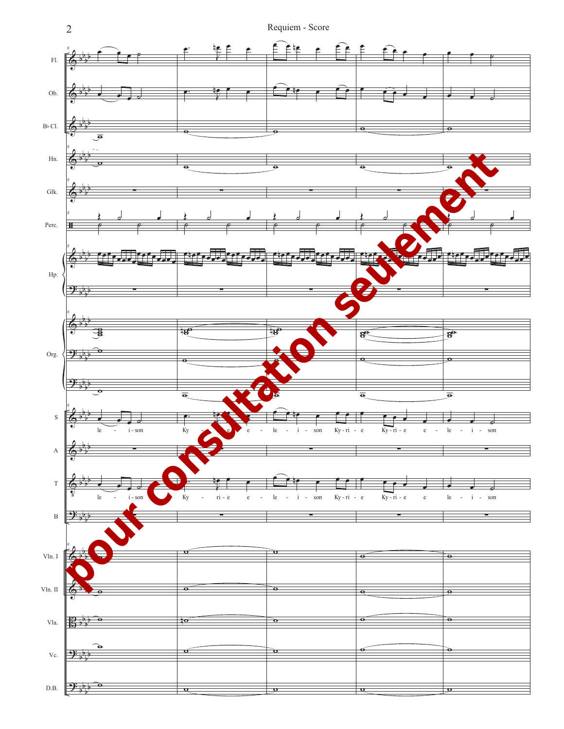Fl.

Ob.

B♭ Cl.

Hn.

Glk.

Perc.

Hp.

Org.

S

le - i - son Ky - ri - e e - le - i - son Ky - ri - e Ky - ri - e e - le - i - son

A

T

le - i - son Ky - ri - e e - le - i - son Ky - ri - e Ky - ri - e e le - i - son

B

Vln. I

Vln. II

Vla.

Vc.

D.B.

pour consultation seulement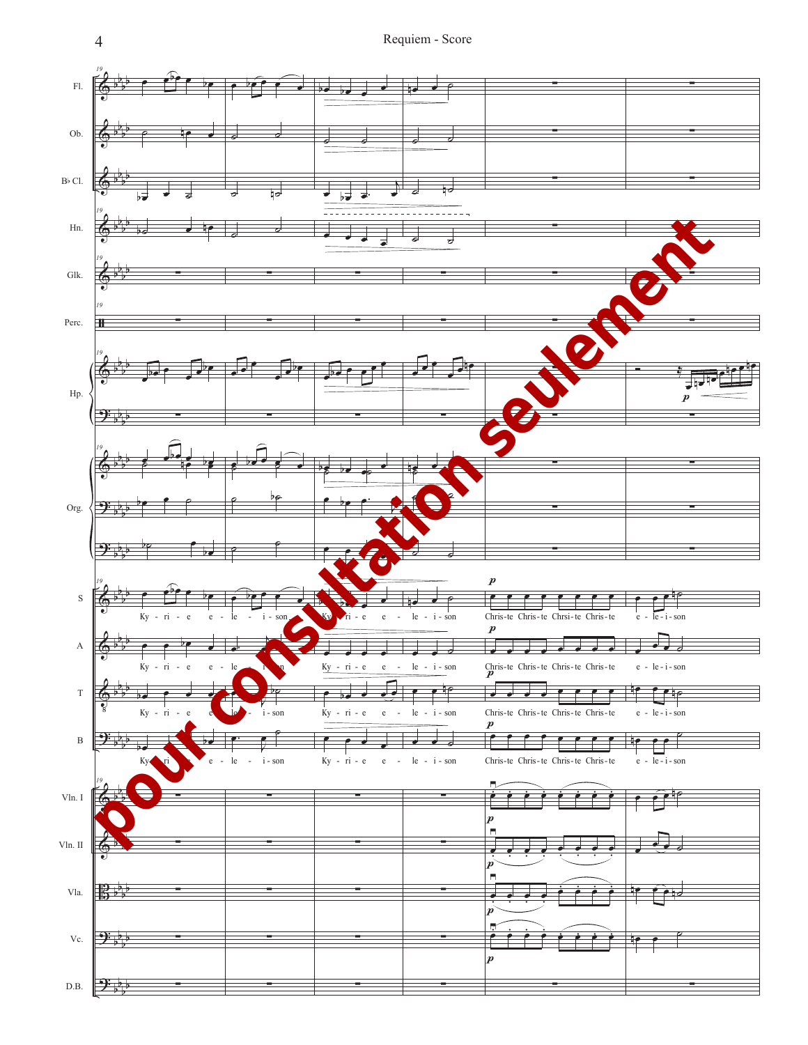Fl.
Ob.
B♭ Cl.
Hn.
Glk.
Perc.
Hp.
Org.

S: Ky - ri - e e - le - i - son Ky - ri - e e - le - i - son *p* Chris-te Chris-te Chrsi-te Chris-te e - le - i - son

A: Ky - ri - e e - le - i - son Ky - ri - e e - le - i - son *p* Chris-te Chris-te Chris-te Chris-te e - le - i - son

T: Ky - ri - e e - le - i - son Ky - ri - e e - le - i - son *p* Chris-te Chris-te Chris-te Chris-te e - le - i - son

B: Ky - ri - e e - le - i - son Ky - ri - e e - le - i - son *p* Chris-te Chris-te Chris-te Chris-te e - le - i - son

Vln. I
Vln. II
Vla.
Vc.
D.B.

pour consultation seulement